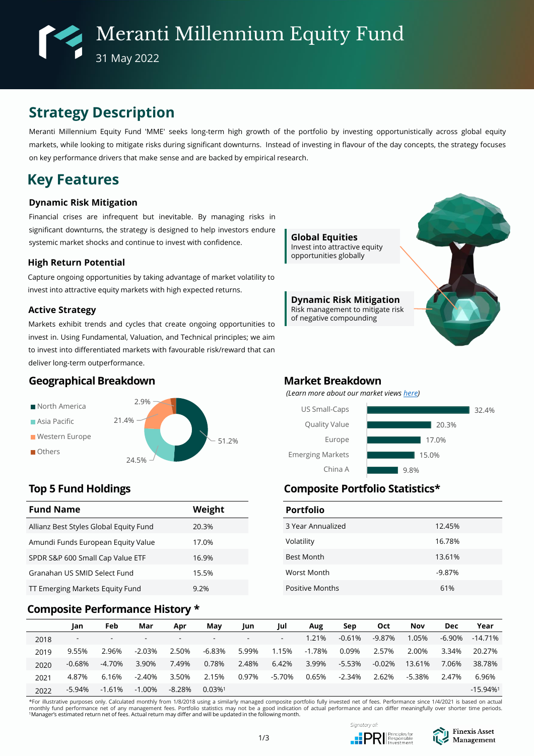# Meranti Millennium Equity Fund

31 May 2022

## Strategy Description

Meranti Millennium Equity Fund 'MME' seeks long-term high growth of the portfolio by investing opportunistically across global equity markets, while looking to mitigate risks during significant downturns. Instead of investing in flavour of the day concepts, the strategy focuses on key performance drivers that make sense and are backed by empirical research.

## Key Features

### Dynamic Risk Mitigation

Financial crises are infrequent but inevitable. By managing risks in significant downturns, the strategy is designed to help investors endure systemic market shocks and continue to invest with confidence.

### High Return Potential

Capture ongoing opportunities by taking advantage of market volatility to invest into attractive equity markets with high expected returns.

### Active Strategy

Markets exhibit trends and cycles that create ongoing opportunities to invest in. Using Fundamental, Valuation, and Technical principles; we aim to invest into differentiated markets with favourable risk/reward that can deliver long-term outperformance.

**Global Equities**
Invest into attractive equity opportunities globally

**Dynamic Risk Mitigation**
Risk management to mitigate risk of negative compounding

## Geographical Breakdown

| Region | Weight |
|---|---|
| North America | 51.2% |
| Asia Pacific | 24.5% |
| Western Europe | 21.4% |
| Others | 2.9% |

## Market Breakdown

*(Learn more about our market views here)*

| Market | Weight |
|---|---|
| US Small-Caps | 32.4% |
| Quality Value | 20.3% |
| Europe | 17.0% |
| Emerging Markets | 15.0% |
| China A | 9.8% |

## Top 5 Fund Holdings

| Fund Name | Weight |
|---|---|
| Allianz Best Styles Global Equity Fund | 20.3% |
| Amundi Funds European Equity Value | 17.0% |
| SPDR S&P 600 Small Cap Value ETF | 16.9% |
| Granahan US SMID Select Fund | 15.5% |
| TT Emerging Markets Equity Fund | 9.2% |

## Composite Portfolio Statistics*

| Portfolio | |
|---|---|
| 3 Year Annualized | 12.45% |
| Volatility | 16.78% |
| Best Month | 13.61% |
| Worst Month | -9.87% |
| Positive Months | 61% |

## Composite Performance History *

| | Jan | Feb | Mar | Apr | May | Jun | Jul | Aug | Sep | Oct | Nov | Dec | Year |
|---|---|---|---|---|---|---|---|---|---|---|---|---|---|
| 2018 | - | - | - | - | - | - | - | 1.21% | -0.61% | -9.87% | 1.05% | -6.90% | -14.71% |
| 2019 | 9.55% | 2.96% | -2.03% | 2.50% | -6.83% | 5.99% | 1.15% | -1.78% | 0.09% | 2.57% | 2.00% | 3.34% | 20.27% |
| 2020 | -0.68% | -4.70% | 3.90% | 7.49% | 0.78% | 2.48% | 6.42% | 3.99% | -5.53% | -0.02% | 13.61% | 7.06% | 38.78% |
| 2021 | 4.87% | 6.16% | -2.40% | 3.50% | 2.15% | 0.97% | -5.70% | 0.65% | -2.34% | 2.62% | -5.38% | 2.47% | 6.96% |
| 2022 | -5.94% | -1.61% | -1.00% | -8.28% | 0.03%[1] | | | | | | | | -15.94%[1] |

*For illustrative purposes only. Calculated monthly from 1/8/2018 using a similarly managed composite portfolio fully invested net of fees. Performance since 1/4/2021 is based on actual monthly fund performance net of any management fees. Portfolio statistics may not be a good indication of actual performance and can differ meaningfully over shorter time periods.
[1]Manager's estimated return net of fees. Actual return may differ and will be updated in the following month.

Signatory of: PRI Principles for Responsible Investment

Finexis Asset Management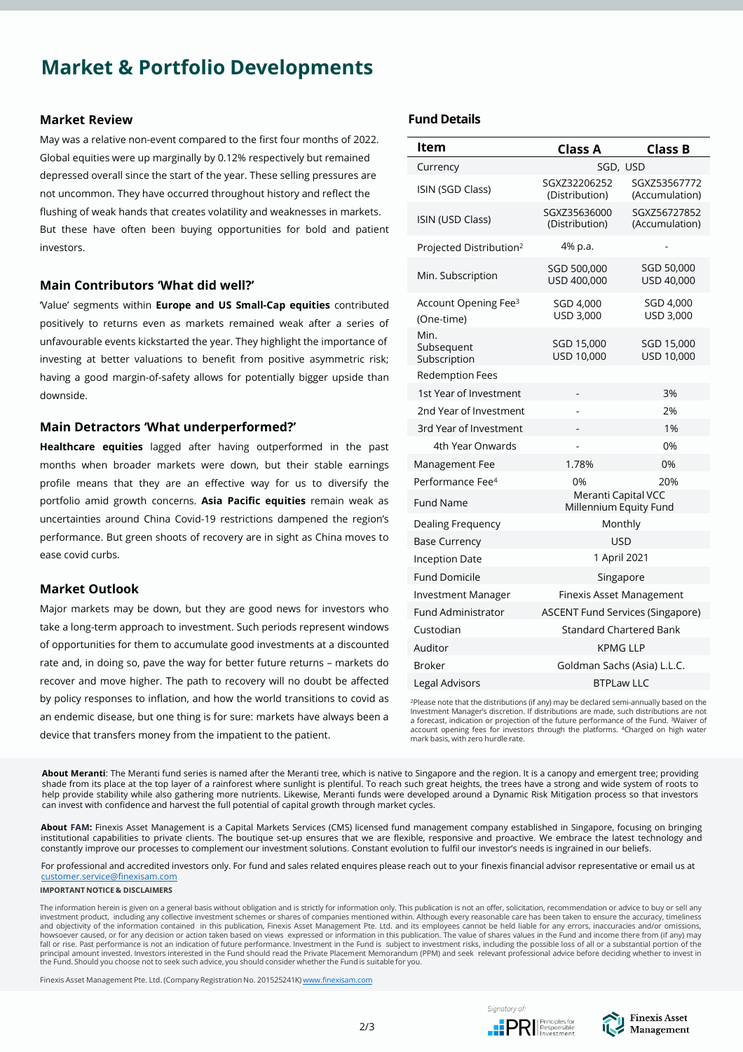# Market & Portfolio Developments

## Market Review

May was a relative non-event compared to the first four months of 2022. Global equities were up marginally by 0.12% respectively but remained depressed overall since the start of the year. These selling pressures are not uncommon. They have occurred throughout history and reflect the flushing of weak hands that creates volatility and weaknesses in markets. But these have often been buying opportunities for bold and patient investors.

## Main Contributors 'What did well?'

'Value' segments within **Europe and US Small-Cap equities** contributed positively to returns even as markets remained weak after a series of unfavourable events kickstarted the year. They highlight the importance of investing at better valuations to benefit from positive asymmetric risk; having a good margin-of-safety allows for potentially bigger upside than downside.

## Main Detractors 'What underperformed?'

**Healthcare equities** lagged after having outperformed in the past months when broader markets were down, but their stable earnings profile means that they are an effective way for us to diversify the portfolio amid growth concerns. **Asia Pacific equities** remain weak as uncertainties around China Covid-19 restrictions dampened the region's performance. But green shoots of recovery are in sight as China moves to ease covid curbs.

## Market Outlook

Major markets may be down, but they are good news for investors who take a long-term approach to investment. Such periods represent windows of opportunities for them to accumulate good investments at a discounted rate and, in doing so, pave the way for better future returns – markets do recover and move higher. The path to recovery will no doubt be affected by policy responses to inflation, and how the world transitions to covid as an endemic disease, but one thing is for sure: markets have always been a device that transfers money from the impatient to the patient.

## Fund Details

| Item | Class A | Class B |
|---|---|---|
| Currency | SGD, USD | |
| ISIN (SGD Class) | SGXZ32206252 (Distribution) | SGXZ53567772 (Accumulation) |
| ISIN (USD Class) | SGXZ35636000 (Distribution) | SGXZ56727852 (Accumulation) |
| Projected Distribution[2] | 4% p.a. | - |
| Min. Subscription | SGD 500,000<br>USD 400,000 | SGD 50,000<br>USD 40,000 |
| Account Opening Fee[3] (One-time) | SGD 4,000<br>USD 3,000 | SGD 4,000<br>USD 3,000 |
| Min. Subsequent Subscription | SGD 15,000<br>USD 10,000 | SGD 15,000<br>USD 10,000 |
| Redemption Fees | | |
| 1st Year of Investment | - | 3% |
| 2nd Year of Investment | - | 2% |
| 3rd Year of Investment | - | 1% |
| 4th Year Onwards | - | 0% |
| Management Fee | 1.78% | 0% |
| Performance Fee[4] | 0% | 20% |
| Fund Name | Meranti Capital VCC Millennium Equity Fund | |
| Dealing Frequency | Monthly | |
| Base Currency | USD | |
| Inception Date | 1 April 2021 | |
| Fund Domicile | Singapore | |
| Investment Manager | Finexis Asset Management | |
| Fund Administrator | ASCENT Fund Services (Singapore) | |
| Custodian | Standard Chartered Bank | |
| Auditor | KPMG LLP | |
| Broker | Goldman Sachs (Asia) L.L.C. | |
| Legal Advisors | BTPLaw LLC | |

[2]Please note that the distributions (if any) may be declared semi-annually based on the Investment Manager's discretion. If distributions are made, such distributions are not a forecast, indication or projection of the future performance of the Fund. [3]Waiver of account opening fees for investors through the platforms. [4]Charged on high water mark basis, with zero hurdle rate.

**About Meranti**: The Meranti fund series is named after the Meranti tree, which is native to Singapore and the region. It is a canopy and emergent tree; providing shade from its place at the top layer of a rainforest where sunlight is plentiful. To reach such great heights, the trees have a strong and wide system of roots to help provide stability while also gathering more nutrients. Likewise, Meranti funds were developed around a Dynamic Risk Mitigation process so that investors can invest with confidence and harvest the full potential of capital growth through market cycles.

**About FAM:** Finexis Asset Management is a Capital Markets Services (CMS) licensed fund management company established in Singapore, focusing on bringing institutional capabilities to private clients. The boutique set-up ensures that we are flexible, responsive and proactive. We embrace the latest technology and constantly improve our processes to complement our investment solutions. Constant evolution to fulfil our investor's needs is ingrained in our beliefs.

For professional and accredited investors only. For fund and sales related enquires please reach out to your finexis financial advisor representative or email us at customer.service@finexisam.com

**IMPORTANT NOTICE & DISCLAIMERS**

The information herein is given on a general basis without obligation and is strictly for information only. This publication is not an offer, solicitation, recommendation or advice to buy or sell any investment product, including any collective investment schemes or shares of companies mentioned within. Although every reasonable care has been taken to ensure the accuracy, timeliness and objectivity of the information contained in this publication, Finexis Asset Management Pte. Ltd. and its employees cannot be held liable for any errors, inaccuracies and/or omissions, howsoever caused, or for any decision or action taken based on views expressed or information in this publication. The value of shares values in the Fund and income there from (if any) may fall or rise. Past performance is not an indication of future performance. Investment in the Fund is subject to investment risks, including the possible loss of all or a substantial portion of the principal amount invested. Investors interested in the Fund should read the Private Placement Memorandum (PPM) and seek relevant professional advice before deciding whether to invest in the Fund. Should you choose not to seek such advice, you should consider whether the Fund is suitable for you.

Finexis Asset Management Pte. Ltd. (Company Registration No. 201525241K) www.finexisam.com

Signatory of: PRI Principles for Responsible Investment

Finexis Asset Management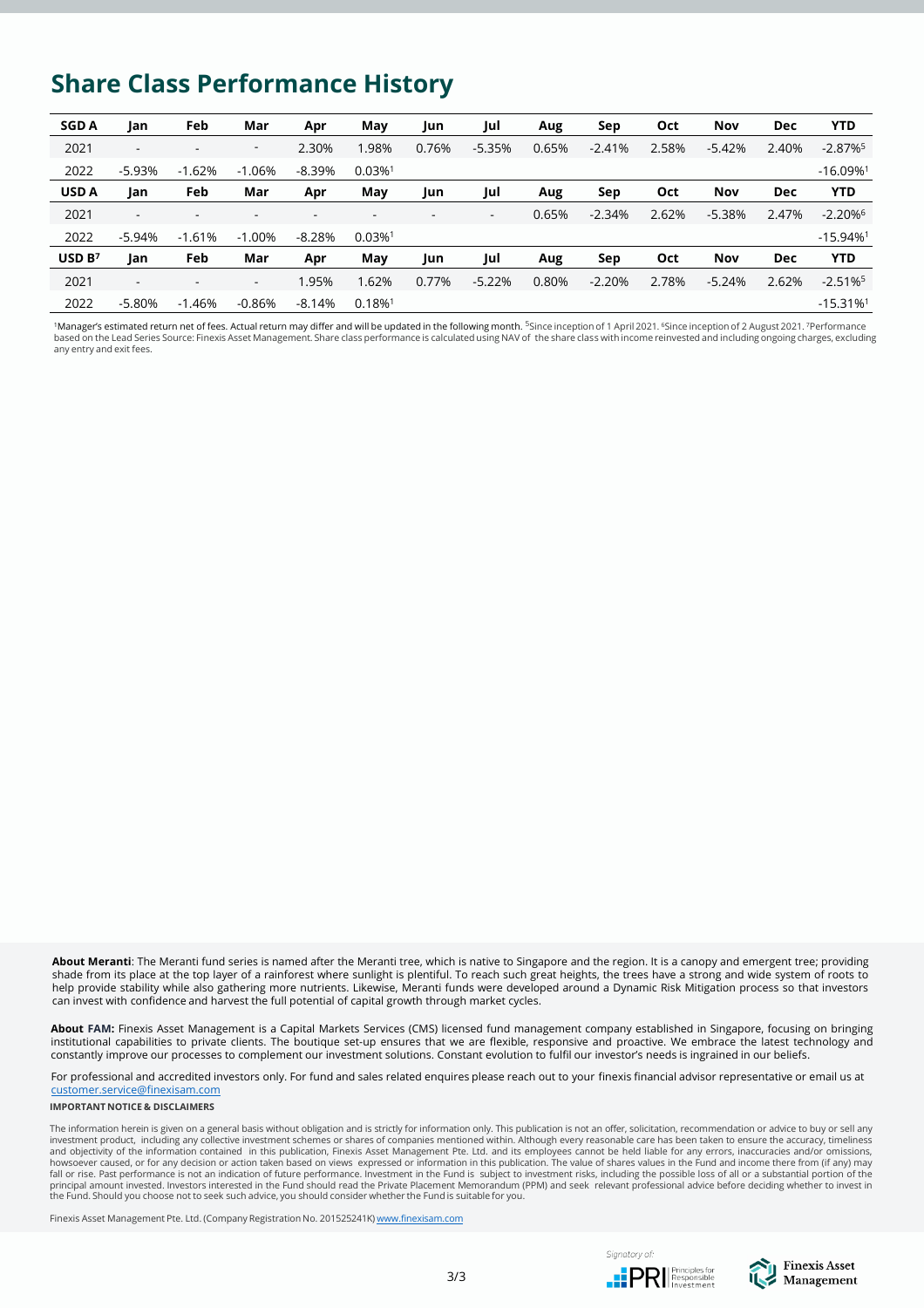## Share Class Performance History

| SGD A | Jan | Feb | Mar | Apr | May | Jun | Jul | Aug | Sep | Oct | Nov | Dec | YTD |
|---|---|---|---|---|---|---|---|---|---|---|---|---|---|
| 2021 | - | - | - | 2.30% | 1.98% | 0.76% | -5.35% | 0.65% | -2.41% | 2.58% | -5.42% | 2.40% | -2.87%[5] |
| 2022 | -5.93% | -1.62% | -1.06% | -8.39% | 0.03%[1] | | | | | | | | -16.09%[1] |
| **USD A** | **Jan** | **Feb** | **Mar** | **Apr** | **May** | **Jun** | **Jul** | **Aug** | **Sep** | **Oct** | **Nov** | **Dec** | **YTD** |
| 2021 | - | - | - | - | - | - | - | 0.65% | -2.34% | 2.62% | -5.38% | 2.47% | -2.20%[6] |
| 2022 | -5.94% | -1.61% | -1.00% | -8.28% | 0.03%[1] | | | | | | | | -15.94%[1] |
| **USD B[7]** | **Jan** | **Feb** | **Mar** | **Apr** | **May** | **Jun** | **Jul** | **Aug** | **Sep** | **Oct** | **Nov** | **Dec** | **YTD** |
| 2021 | - | - | - | 1.95% | 1.62% | 0.77% | -5.22% | 0.80% | -2.20% | 2.78% | -5.24% | 2.62% | -2.51%[5] |
| 2022 | -5.80% | -1.46% | -0.86% | -8.14% | 0.18%[1] | | | | | | | | -15.31%[1] |

[1]Manager's estimated return net of fees. Actual return may differ and will be updated in the following month. [5]Since inception of 1 April 2021. [6]Since inception of 2 August 2021. [7]Performance based on the Lead Series Source: Finexis Asset Management. Share class performance is calculated using NAV of the share class with income reinvested and including ongoing charges, excluding any entry and exit fees.

**About Meranti**: The Meranti fund series is named after the Meranti tree, which is native to Singapore and the region. It is a canopy and emergent tree; providing shade from its place at the top layer of a rainforest where sunlight is plentiful. To reach such great heights, the trees have a strong and wide system of roots to help provide stability while also gathering more nutrients. Likewise, Meranti funds were developed around a Dynamic Risk Mitigation process so that investors can invest with confidence and harvest the full potential of capital growth through market cycles.

**About FAM:** Finexis Asset Management is a Capital Markets Services (CMS) licensed fund management company established in Singapore, focusing on bringing institutional capabilities to private clients. The boutique set-up ensures that we are flexible, responsive and proactive. We embrace the latest technology and constantly improve our processes to complement our investment solutions. Constant evolution to fulfil our investor's needs is ingrained in our beliefs.

For professional and accredited investors only. For fund and sales related enquires please reach out to your finexis financial advisor representative or email us at customer.service@finexisam.com

**IMPORTANT NOTICE & DISCLAIMERS**

The information herein is given on a general basis without obligation and is strictly for information only. This publication is not an offer, solicitation, recommendation or advice to buy or sell any investment product, including any collective investment schemes or shares of companies mentioned within. Although every reasonable care has been taken to ensure the accuracy, timeliness and objectivity of the information contained in this publication, Finexis Asset Management Pte. Ltd. and its employees cannot be held liable for any errors, inaccuracies and/or omissions, howsoever caused, or for any decision or action taken based on views expressed or information in this publication. The value of shares values in the Fund and income there from (if any) may fall or rise. Past performance is not an indication of future performance. Investment in the Fund is subject to investment risks, including the possible loss of all or a substantial portion of the principal amount invested. Investors interested in the Fund should read the Private Placement Memorandum (PPM) and seek relevant professional advice before deciding whether to invest in the Fund. Should you choose not to seek such advice, you should consider whether the Fund is suitable for you.

Finexis Asset Management Pte. Ltd. (Company Registration No. 201525241K) www.finexisam.com

Signatory of: PRI Principles for Responsible Investment

Finexis Asset Management